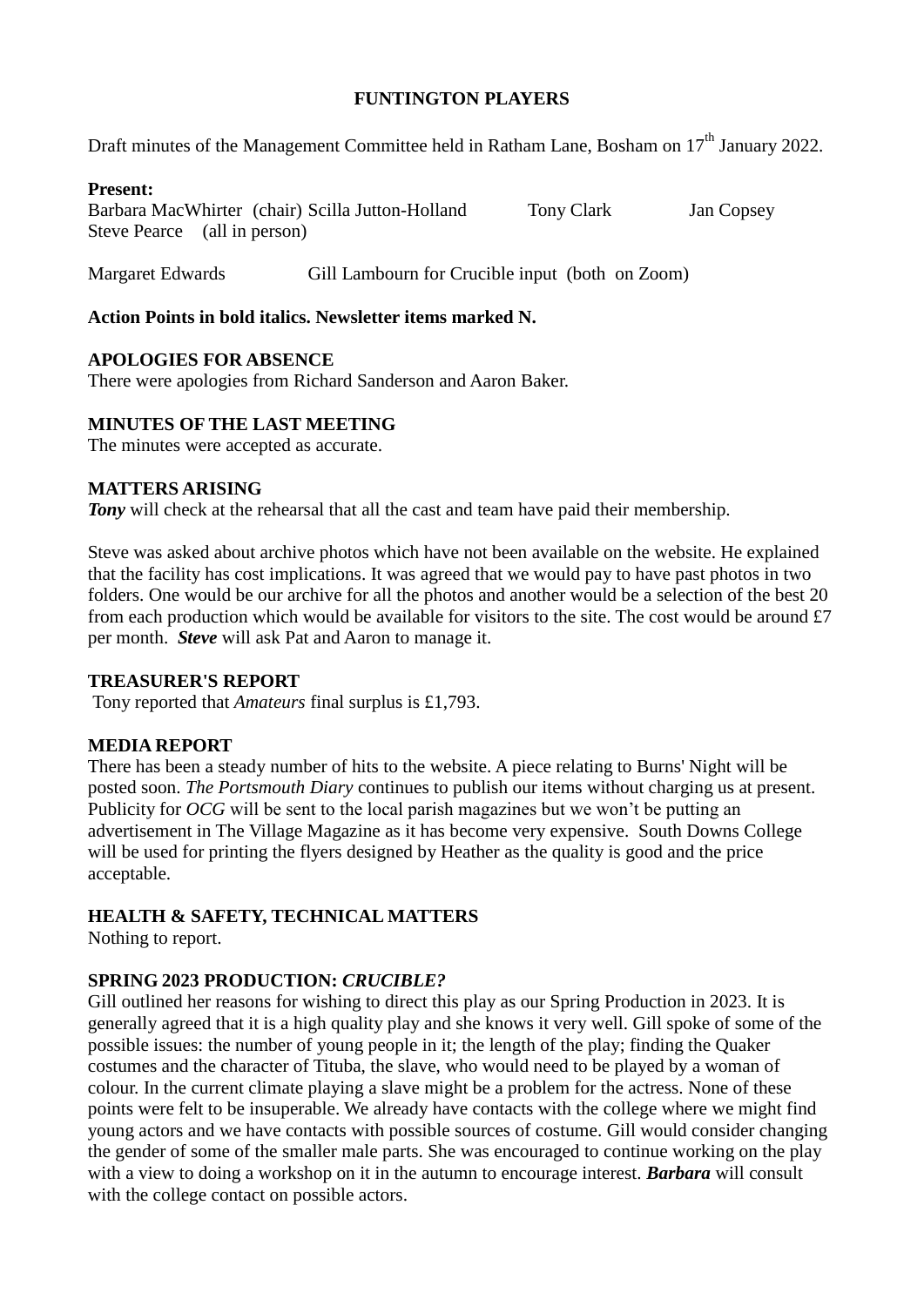**FUNTINGTON PLAYERS**

Draft minutes of the Management Committee held in Ratham Lane, Bosham on 17th January 2022.

**Present:**
Barbara MacWhirter (chair) Scilla Jutton-Holland Tony Clark Jan Copsey
Steve Pearce (all in person)

Margaret Edwards Gill Lambourn for Crucible input (both on Zoom)

**Action Points in bold italics. Newsletter items marked N.**

**APOLOGIES FOR ABSENCE**
There were apologies from Richard Sanderson and Aaron Baker.

**MINUTES OF THE LAST MEETING**
The minutes were accepted as accurate.

**MATTERS ARISING**
***Tony*** will check at the rehearsal that all the cast and team have paid their membership.

Steve was asked about archive photos which have not been available on the website. He explained that the facility has cost implications. It was agreed that we would pay to have past photos in two folders. One would be our archive for all the photos and another would be a selection of the best 20 from each production which would be available for visitors to the site. The cost would be around £7 per month. ***Steve*** will ask Pat and Aaron to manage it.

**TREASURER'S REPORT**
Tony reported that *Amateurs* final surplus is £1,793.

**MEDIA REPORT**
There has been a steady number of hits to the website. A piece relating to Burns' Night will be posted soon. *The Portsmouth Diary* continues to publish our items without charging us at present. Publicity for *OCG* will be sent to the local parish magazines but we won't be putting an advertisement in The Village Magazine as it has become very expensive. South Downs College will be used for printing the flyers designed by Heather as the quality is good and the price acceptable.

**HEALTH & SAFETY, TECHNICAL MATTERS**
Nothing to report.

**SPRING 2023 PRODUCTION: *CRUCIBLE?***
Gill outlined her reasons for wishing to direct this play as our Spring Production in 2023. It is generally agreed that it is a high quality play and she knows it very well. Gill spoke of some of the possible issues: the number of young people in it; the length of the play; finding the Quaker costumes and the character of Tituba, the slave, who would need to be played by a woman of colour. In the current climate playing a slave might be a problem for the actress. None of these points were felt to be insuperable. We already have contacts with the college where we might find young actors and we have contacts with possible sources of costume. Gill would consider changing the gender of some of the smaller male parts. She was encouraged to continue working on the play with a view to doing a workshop on it in the autumn to encourage interest. ***Barbara*** will consult with the college contact on possible actors.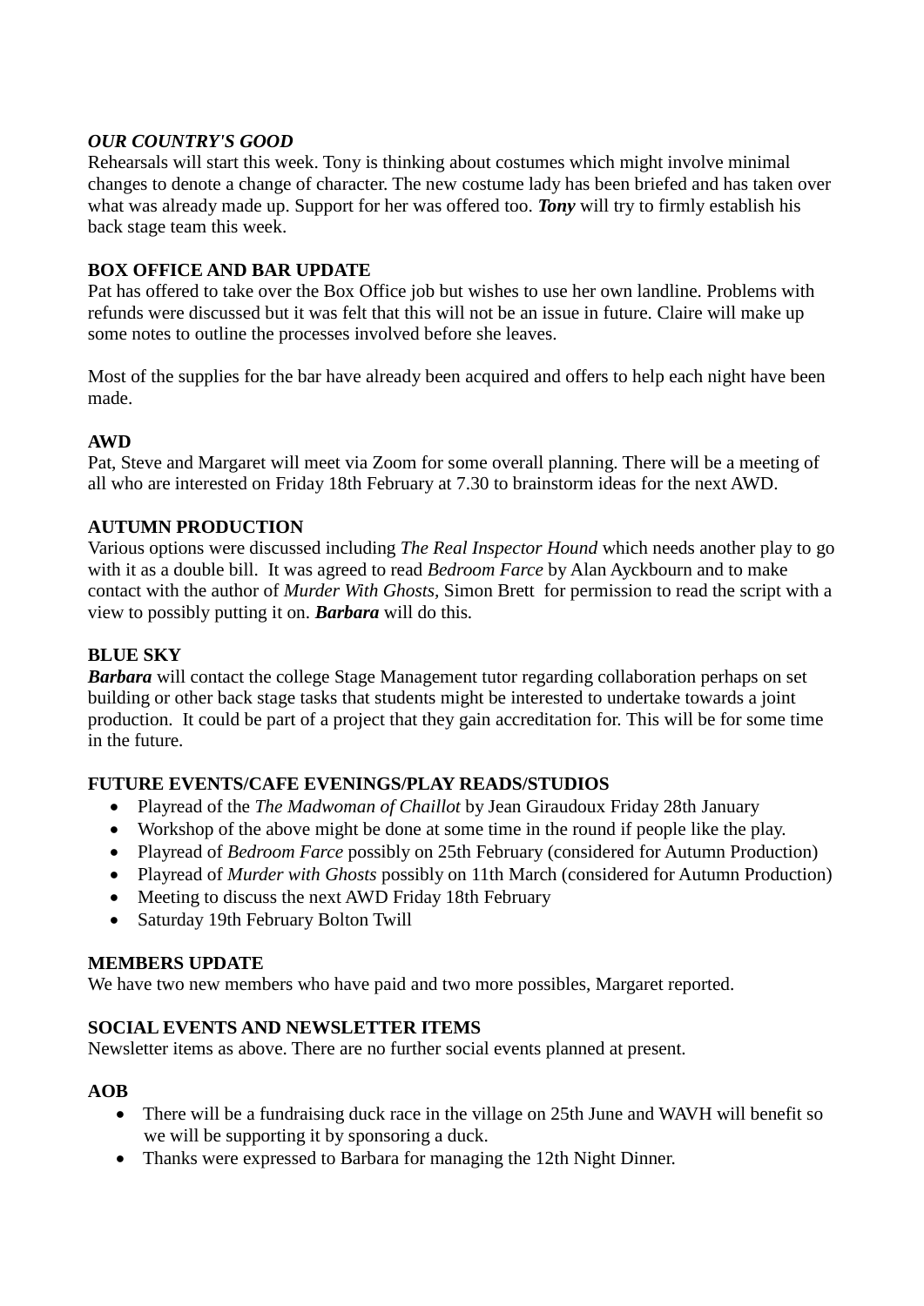***OUR COUNTRY'S GOOD***

Rehearsals will start this week. Tony is thinking about costumes which might involve minimal changes to denote a change of character. The new costume lady has been briefed and has taken over what was already made up. Support for her was offered too. ***Tony*** will try to firmly establish his back stage team this week.

**BOX OFFICE AND BAR UPDATE**

Pat has offered to take over the Box Office job but wishes to use her own landline. Problems with refunds were discussed but it was felt that this will not be an issue in future. Claire will make up some notes to outline the processes involved before she leaves.

Most of the supplies for the bar have already been acquired and offers to help each night have been made.

**AWD**

Pat, Steve and Margaret will meet via Zoom for some overall planning. There will be a meeting of all who are interested on Friday 18th February at 7.30 to brainstorm ideas for the next AWD.

**AUTUMN PRODUCTION**

Various options were discussed including *The Real Inspector Hound* which needs another play to go with it as a double bill. It was agreed to read *Bedroom Farce* by Alan Ayckbourn and to make contact with the author of *Murder With Ghosts*, Simon Brett for permission to read the script with a view to possibly putting it on. ***Barbara*** will do this.

**BLUE SKY**

***Barbara*** will contact the college Stage Management tutor regarding collaboration perhaps on set building or other back stage tasks that students might be interested to undertake towards a joint production. It could be part of a project that they gain accreditation for. This will be for some time in the future.

**FUTURE EVENTS/CAFE EVENINGS/PLAY READS/STUDIOS**

- Playread of the *The Madwoman of Chaillot* by Jean Giraudoux Friday 28th January
- Workshop of the above might be done at some time in the round if people like the play.
- Playread of *Bedroom Farce* possibly on 25th February (considered for Autumn Production)
- Playread of *Murder with Ghosts* possibly on 11th March (considered for Autumn Production)
- Meeting to discuss the next AWD Friday 18th February
- Saturday 19th February Bolton Twill

**MEMBERS UPDATE**

We have two new members who have paid and two more possibles, Margaret reported.

**SOCIAL EVENTS AND NEWSLETTER ITEMS**

Newsletter items as above. There are no further social events planned at present.

**AOB**

- There will be a fundraising duck race in the village on 25th June and WAVH will benefit so we will be supporting it by sponsoring a duck.
- Thanks were expressed to Barbara for managing the 12th Night Dinner.